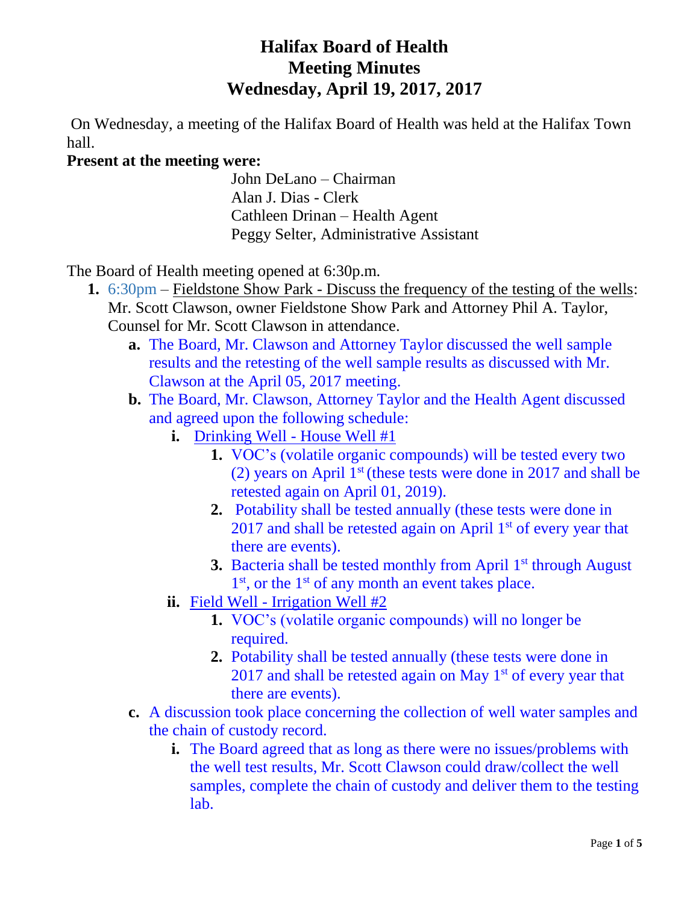# Halifax Board of Health
# Meeting Minutes
# Wednesday, April 19, 2017, 2017

On Wednesday, a meeting of the Halifax Board of Health was held at the Halifax Town hall.

**Present at the meeting were:**

John DeLano – Chairman
Alan J. Dias - Clerk
Cathleen Drinan – Health Agent
Peggy Selter, Administrative Assistant

The Board of Health meeting opened at 6:30p.m.

1. 6:30pm – Fieldstone Show Park - Discuss the frequency of the testing of the wells: Mr. Scott Clawson, owner Fieldstone Show Park and Attorney Phil A. Taylor, Counsel for Mr. Scott Clawson in attendance.
   a. The Board, Mr. Clawson and Attorney Taylor discussed the well sample results and the retesting of the well sample results as discussed with Mr. Clawson at the April 05, 2017 meeting.
   b. The Board, Mr. Clawson, Attorney Taylor and the Health Agent discussed and agreed upon the following schedule:
      i. Drinking Well - House Well #1
         1. VOC's (volatile organic compounds) will be tested every two (2) years on April 1st (these tests were done in 2017 and shall be retested again on April 01, 2019).
         2. Potability shall be tested annually (these tests were done in 2017 and shall be retested again on April 1st of every year that there are events).
         3. Bacteria shall be tested monthly from April 1st through August 1st, or the 1st of any month an event takes place.
      ii. Field Well - Irrigation Well #2
         1. VOC's (volatile organic compounds) will no longer be required.
         2. Potability shall be tested annually (these tests were done in 2017 and shall be retested again on May 1st of every year that there are events).
   c. A discussion took place concerning the collection of well water samples and the chain of custody record.
      i. The Board agreed that as long as there were no issues/problems with the well test results, Mr. Scott Clawson could draw/collect the well samples, complete the chain of custody and deliver them to the testing lab.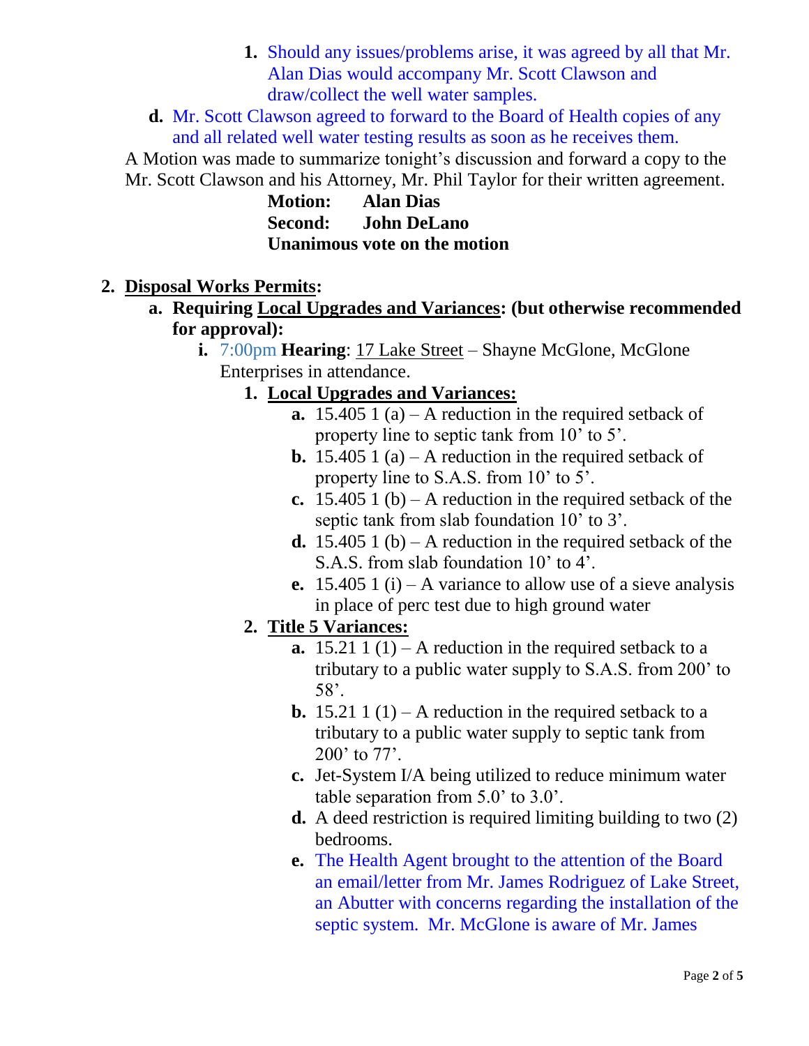1. Should any issues/problems arise, it was agreed by all that Mr. Alan Dias would accompany Mr. Scott Clawson and draw/collect the well water samples.

d. Mr. Scott Clawson agreed to forward to the Board of Health copies of any and all related well water testing results as soon as he receives them.

A Motion was made to summarize tonight's discussion and forward a copy to the Mr. Scott Clawson and his Attorney, Mr. Phil Taylor for their written agreement.

**Motion: Alan Dias**
**Second: John DeLano**
**Unanimous vote on the motion**

2. **<u>Disposal Works Permits</u>:**
   a. **Requiring <u>Local Upgrades and Variances</u>: (but otherwise recommended for approval):**
      i. 7:00pm **Hearing**: <u>17 Lake Street</u> – Shayne McGlone, McGlone Enterprises in attendance.
         1. **<u>Local Upgrades and Variances:</u>**
            a. 15.405 1 (a) – A reduction in the required setback of property line to septic tank from 10' to 5'.
            b. 15.405 1 (a) – A reduction in the required setback of property line to S.A.S. from 10' to 5'.
            c. 15.405 1 (b) – A reduction in the required setback of the septic tank from slab foundation 10' to 3'.
            d. 15.405 1 (b) – A reduction in the required setback of the S.A.S. from slab foundation 10' to 4'.
            e. 15.405 1 (i) – A variance to allow use of a sieve analysis in place of perc test due to high ground water
         2. **<u>Title 5 Variances:</u>**
            a. 15.21 1 (1) – A reduction in the required setback to a tributary to a public water supply to S.A.S. from 200' to 58'.
            b. 15.21 1 (1) – A reduction in the required setback to a tributary to a public water supply to septic tank from 200' to 77'.
            c. Jet-System I/A being utilized to reduce minimum water table separation from 5.0' to 3.0'.
            d. A deed restriction is required limiting building to two (2) bedrooms.
            e. The Health Agent brought to the attention of the Board an email/letter from Mr. James Rodriguez of Lake Street, an Abutter with concerns regarding the installation of the septic system. Mr. McGlone is aware of Mr. James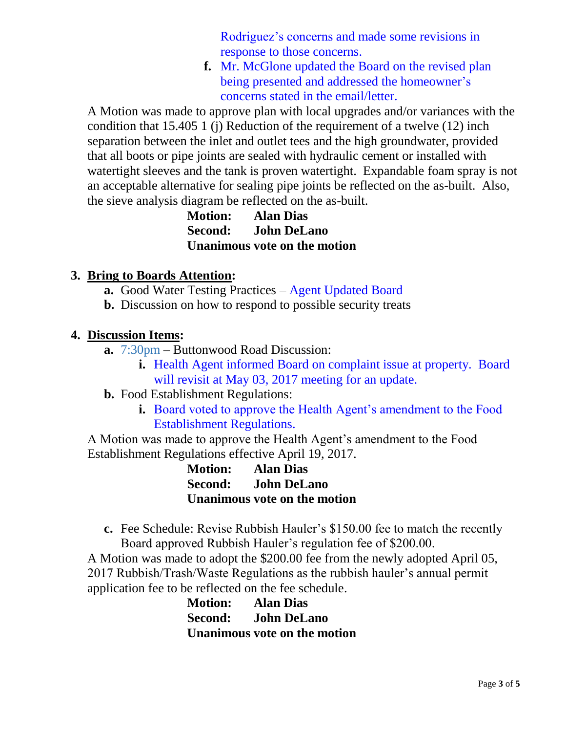Rodriguez's concerns and made some revisions in response to those concerns.

f. Mr. McGlone updated the Board on the revised plan being presented and addressed the homeowner's concerns stated in the email/letter.

A Motion was made to approve plan with local upgrades and/or variances with the condition that 15.405 1 (j) Reduction of the requirement of a twelve (12) inch separation between the inlet and outlet tees and the high groundwater, provided that all boots or pipe joints are sealed with hydraulic cement or installed with watertight sleeves and the tank is proven watertight. Expandable foam spray is not an acceptable alternative for sealing pipe joints be reflected on the as-built. Also, the sieve analysis diagram be reflected on the as-built.

**Motion: Alan Dias**
**Second: John DeLano**
**Unanimous vote on the motion**

3. **Bring to Boards Attention:**
   a. Good Water Testing Practices – Agent Updated Board
   b. Discussion on how to respond to possible security treats

4. **Discussion Items:**
   a. 7:30pm – Buttonwood Road Discussion:
      i. Health Agent informed Board on complaint issue at property. Board will revisit at May 03, 2017 meeting for an update.
   b. Food Establishment Regulations:
      i. Board voted to approve the Health Agent's amendment to the Food Establishment Regulations.

A Motion was made to approve the Health Agent's amendment to the Food Establishment Regulations effective April 19, 2017.

**Motion: Alan Dias**
**Second: John DeLano**
**Unanimous vote on the motion**

   c. Fee Schedule: Revise Rubbish Hauler's $150.00 fee to match the recently Board approved Rubbish Hauler's regulation fee of $200.00.

A Motion was made to adopt the $200.00 fee from the newly adopted April 05, 2017 Rubbish/Trash/Waste Regulations as the rubbish hauler's annual permit application fee to be reflected on the fee schedule.

**Motion: Alan Dias**
**Second: John DeLano**
**Unanimous vote on the motion**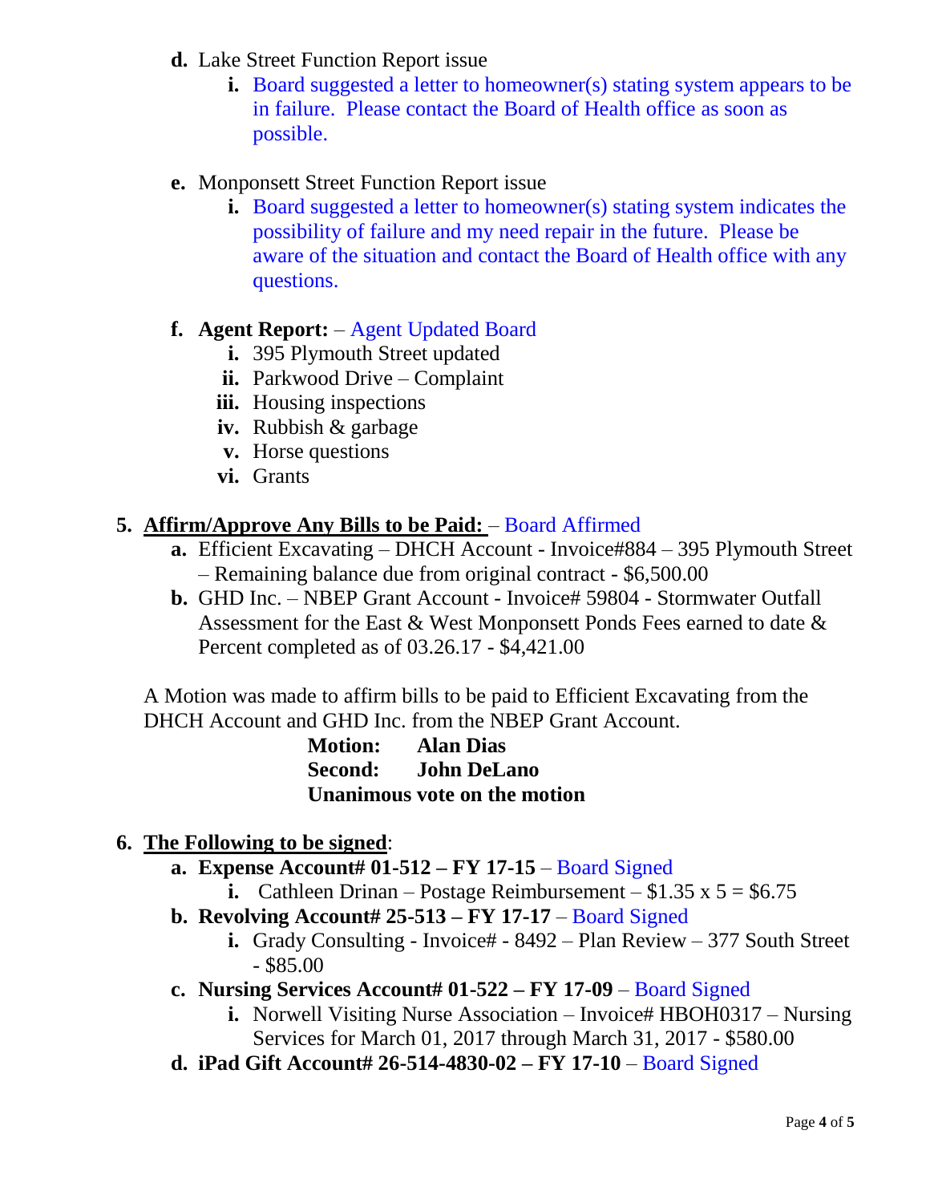- **d.** Lake Street Function Report issue
  - **i.** Board suggested a letter to homeowner(s) stating system appears to be in failure. Please contact the Board of Health office as soon as possible.

- **e.** Monponsett Street Function Report issue
  - **i.** Board suggested a letter to homeowner(s) stating system indicates the possibility of failure and my need repair in the future. Please be aware of the situation and contact the Board of Health office with any questions.

- **f.** **Agent Report:** – Agent Updated Board
  - **i.** 395 Plymouth Street updated
  - **ii.** Parkwood Drive – Complaint
  - **iii.** Housing inspections
  - **iv.** Rubbish & garbage
  - **v.** Horse questions
  - **vi.** Grants

**5. Affirm/Approve Any Bills to be Paid:** – Board Affirmed

- **a.** Efficient Excavating – DHCH Account - Invoice#884 – 395 Plymouth Street – Remaining balance due from original contract - $6,500.00
- **b.** GHD Inc. – NBEP Grant Account - Invoice# 59804 - Stormwater Outfall Assessment for the East & West Monponsett Ponds Fees earned to date & Percent completed as of 03.26.17 - $4,421.00

A Motion was made to affirm bills to be paid to Efficient Excavating from the DHCH Account and GHD Inc. from the NBEP Grant Account.

**Motion: Alan Dias**
**Second: John DeLano**
**Unanimous vote on the motion**

**6. The Following to be signed:**

- **a. Expense Account# 01-512 – FY 17-15** – Board Signed
  - **i.** Cathleen Drinan – Postage Reimbursement – $1.35 x 5 = $6.75
- **b. Revolving Account# 25-513 – FY 17-17** – Board Signed
  - **i.** Grady Consulting - Invoice# - 8492 – Plan Review – 377 South Street - $85.00
- **c. Nursing Services Account# 01-522 – FY 17-09** – Board Signed
  - **i.** Norwell Visiting Nurse Association – Invoice# HBOH0317 – Nursing Services for March 01, 2017 through March 31, 2017 - $580.00
- **d. iPad Gift Account# 26-514-4830-02 – FY 17-10** – Board Signed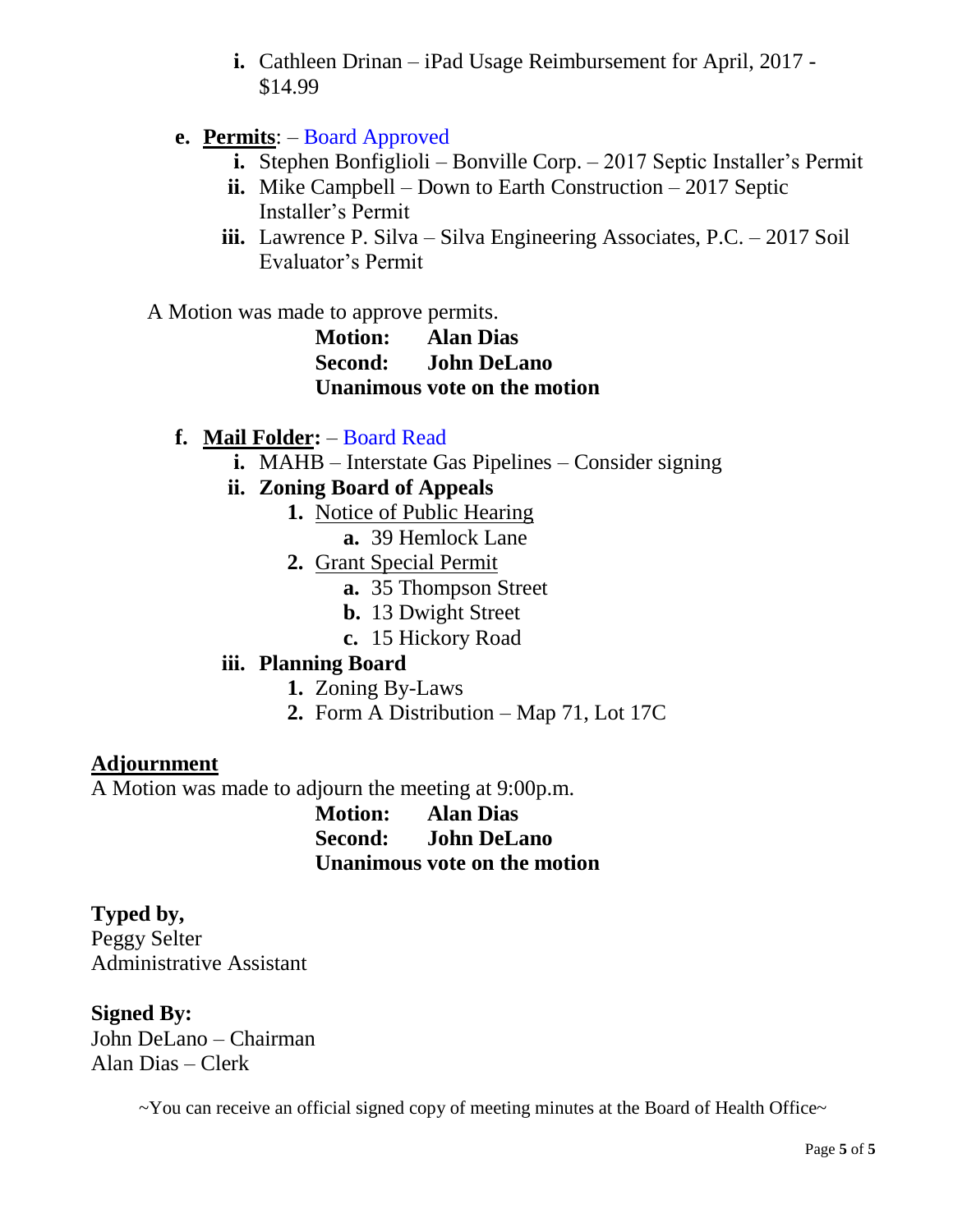- **i.** Cathleen Drinan – iPad Usage Reimbursement for April, 2017 - $14.99

- **e.** **Permits**: – Board Approved
  - **i.** Stephen Bonfiglioli – Bonville Corp. – 2017 Septic Installer's Permit
  - **ii.** Mike Campbell – Down to Earth Construction – 2017 Septic Installer's Permit
  - **iii.** Lawrence P. Silva – Silva Engineering Associates, P.C. – 2017 Soil Evaluator's Permit

A Motion was made to approve permits.

**Motion: Alan Dias**
**Second: John DeLano**
**Unanimous vote on the motion**

- **f.** **Mail Folder:** – Board Read
  - **i.** MAHB – Interstate Gas Pipelines – Consider signing
  - **ii.** **Zoning Board of Appeals**
    1. Notice of Public Hearing
       - **a.** 39 Hemlock Lane
    2. Grant Special Permit
       - **a.** 35 Thompson Street
       - **b.** 13 Dwight Street
       - **c.** 15 Hickory Road
  - **iii.** **Planning Board**
    1. Zoning By-Laws
    2. Form A Distribution – Map 71, Lot 17C

## Adjournment

A Motion was made to adjourn the meeting at 9:00p.m.

**Motion: Alan Dias**
**Second: John DeLano**
**Unanimous vote on the motion**

**Typed by,**
Peggy Selter
Administrative Assistant

**Signed By:**
John DeLano – Chairman
Alan Dias – Clerk

~You can receive an official signed copy of meeting minutes at the Board of Health Office~